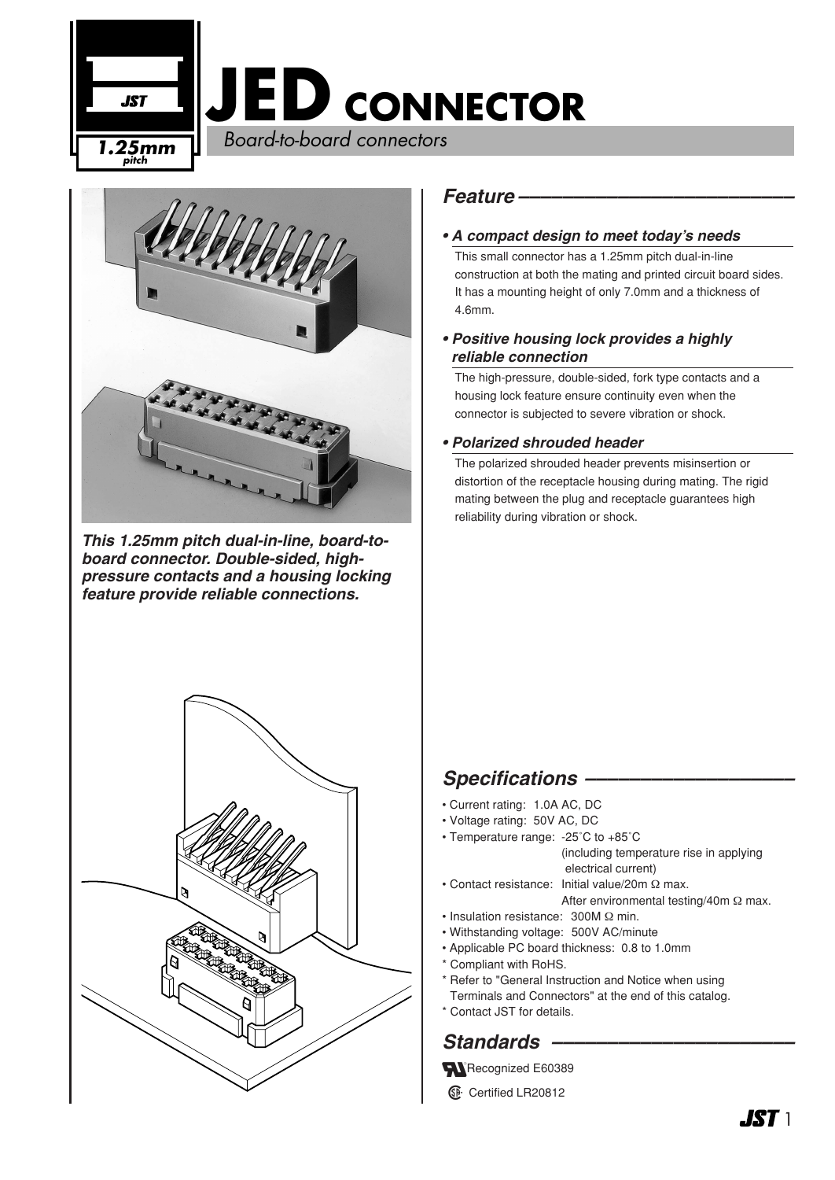# JED CONNECTOR

*Board-to-board connectors*

1.25mm pitch

***This 1.25mm pitch dual-in-line, board-to-board connector. Double-sided, high-pressure contacts and a housing locking feature provide reliable connections.***

## *Feature*

### *• A compact design to meet today's needs*

This small connector has a 1.25mm pitch dual-in-line construction at both the mating and printed circuit board sides. It has a mounting height of only 7.0mm and a thickness of 4.6mm.

### *• Positive housing lock provides a highly reliable connection*

The high-pressure, double-sided, fork type contacts and a housing lock feature ensure continuity even when the connector is subjected to severe vibration or shock.

### *• Polarized shrouded header*

The polarized shrouded header prevents misinsertion or distortion of the receptacle housing during mating. The rigid mating between the plug and receptacle guarantees high reliability during vibration or shock.

## *Specifications*

- Current rating: 1.0A AC, DC
- Voltage rating: 50V AC, DC
- Temperature range: -25˚C to +85˚C (including temperature rise in applying electrical current)
- Contact resistance: Initial value/20m Ω max. After environmental testing/40m Ω max.
- Insulation resistance: 300M Ω min.
- Withstanding voltage: 500V AC/minute
- Applicable PC board thickness: 0.8 to 1.0mm

\* Compliant with RoHS.
\* Refer to "General Instruction and Notice when using Terminals and Connectors" at the end of this catalog.
\* Contact JST for details.

## *Standards*

Recognized E60389

Certified LR20812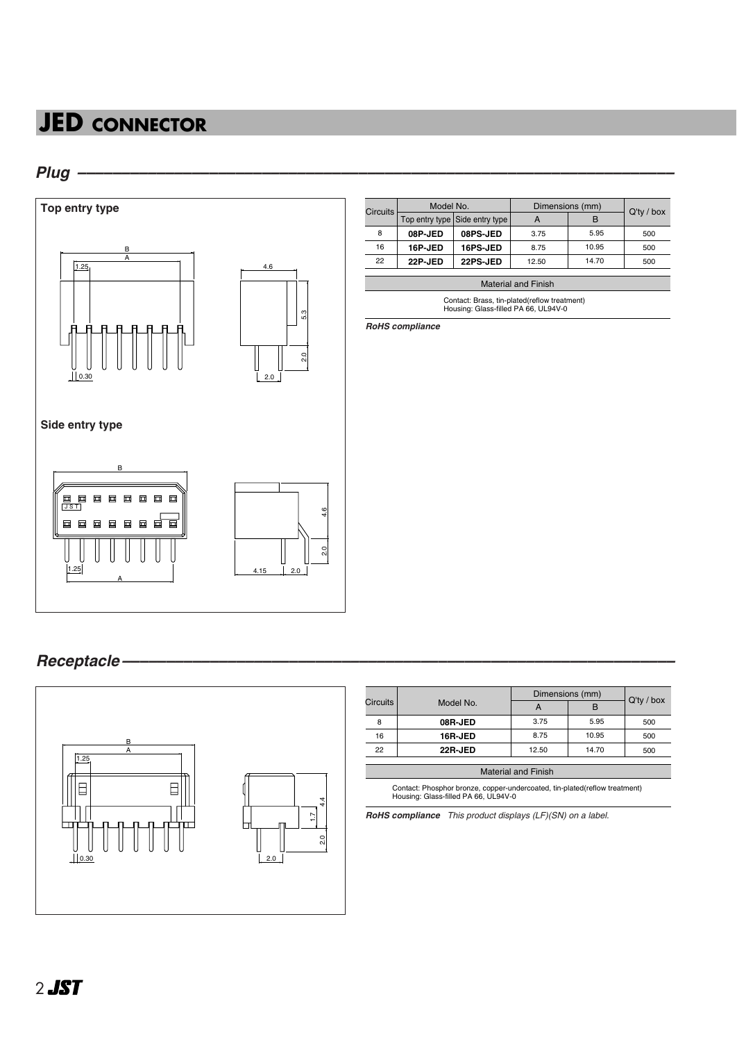# JED CONNECTOR

## Plug

### Top entry type

### Side entry type

| Circuits | Model No. | | Dimensions (mm) | | Q'ty / box |
|---|---|---|---|---|---|
| | Top entry type | Side entry type | A | B | |
| 8 | **08P-JED** | **08PS-JED** | 3.75 | 5.95 | 500 |
| 16 | **16P-JED** | **16PS-JED** | 8.75 | 10.95 | 500 |
| 22 | **22P-JED** | **22PS-JED** | 12.50 | 14.70 | 500 |

| Material and Finish |
|---|
| Contact: Brass, tin-plated(reflow treatment)<br>Housing: Glass-filled PA 66, UL94V-0 |

***RoHS compliance***

## Receptacle

| Circuits | Model No. | Dimensions (mm) | | Q'ty / box |
|---|---|---|---|---|
| | | A | B | |
| 8 | **08R-JED** | 3.75 | 5.95 | 500 |
| 16 | **16R-JED** | 8.75 | 10.95 | 500 |
| 22 | **22R-JED** | 12.50 | 14.70 | 500 |

| Material and Finish |
|---|
| Contact: Phosphor bronze, copper-undercoated, tin-plated(reflow treatment)<br>Housing: Glass-filled PA 66, UL94V-0 |

***RoHS compliance*** *This product displays (LF)(SN) on a label.*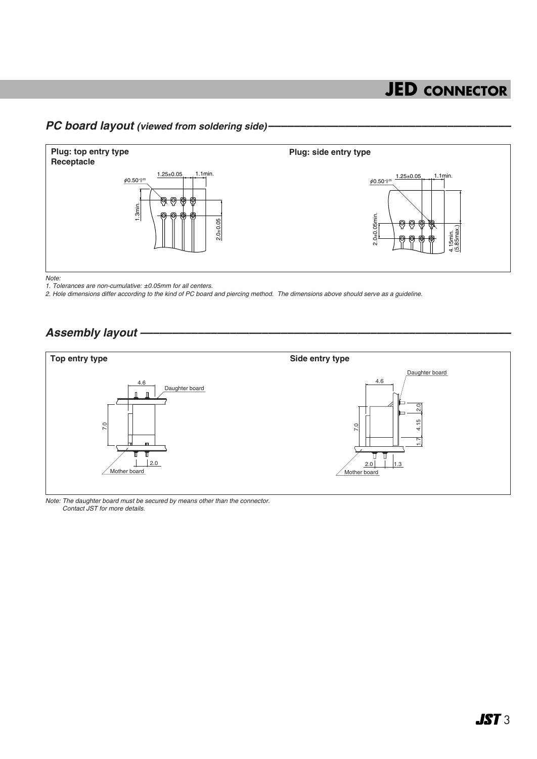## PC board layout (viewed from soldering side)

**Plug: top entry type**
**Receptacle**

φ0.50 $^{+0.05}_{0}$

1.25±0.05

1.1min.

1.3min.

2.0±0.05

**Plug: side entry type**

φ0.50 $^{+0.05}_{0}$

1.25±0.05

1.1min.

2.0±0.05min.

4.15min.
(5.85max.)

*Note:*
*1. Tolerances are non-cumulative: ±0.05mm for all centers.*
*2. Hole dimensions differ according to the kind of PC board and piercing method. The dimensions above should serve as a guideline.*

## Assembly layout

**Top entry type**

4.6

Daughter board

7.0

2.0

Mother board

**Side entry type**

Daughter board

4.6

7.0

2.0

4.15

1.7

2.0

1.3

Mother board

*Note: The daughter board must be secured by means other than the connector.*
*Contact JST for more details.*